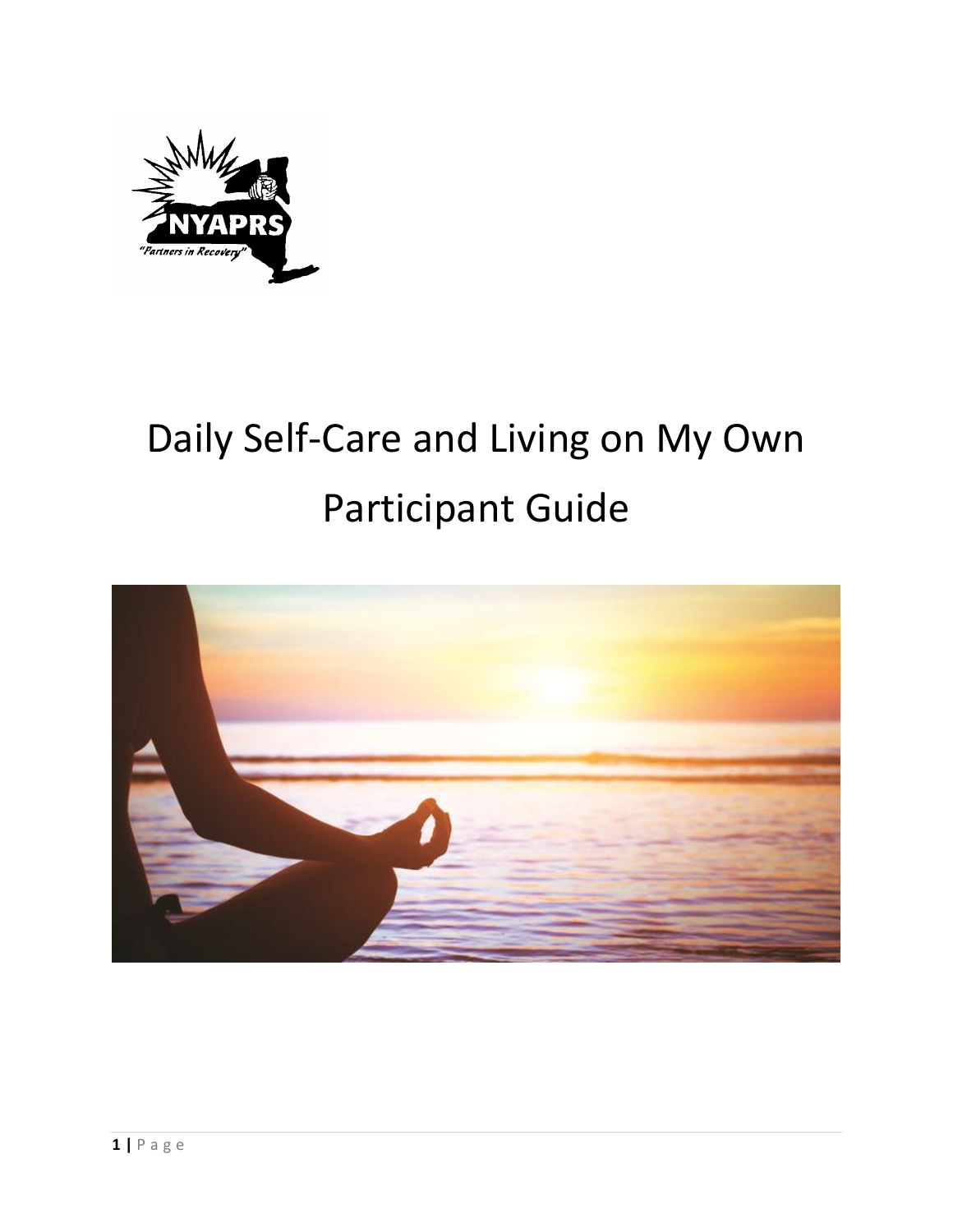NYAPRS

"Partners in Recovery"

# Daily Self-Care and Living on My Own

# Participant Guide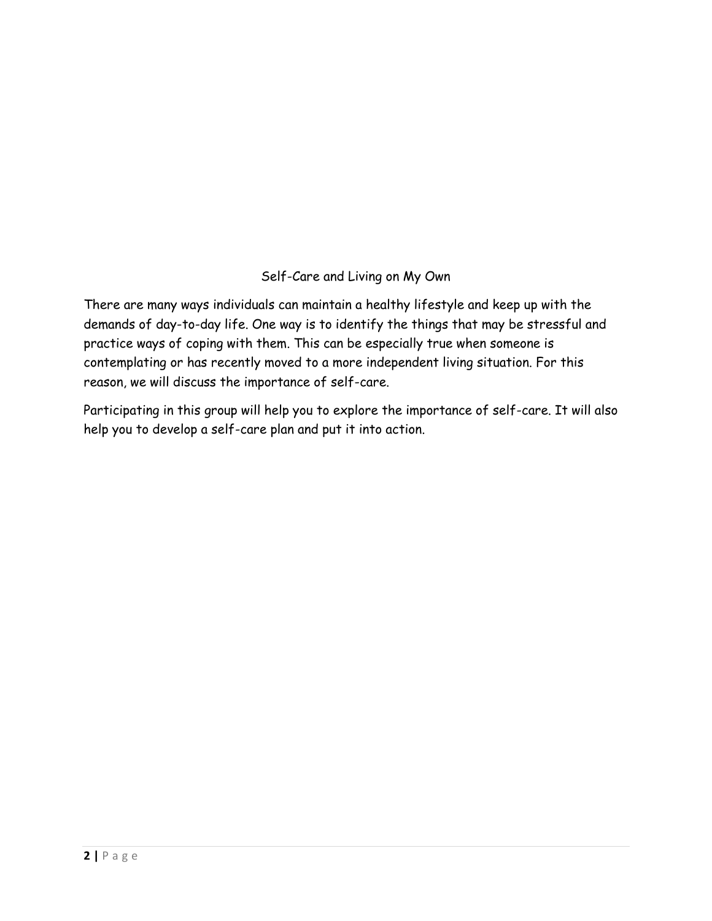# Self-Care and Living on My Own

There are many ways individuals can maintain a healthy lifestyle and keep up with the demands of day-to-day life. One way is to identify the things that may be stressful and practice ways of coping with them. This can be especially true when someone is contemplating or has recently moved to a more independent living situation. For this reason, we will discuss the importance of self-care.

Participating in this group will help you to explore the importance of self-care. It will also help you to develop a self-care plan and put it into action.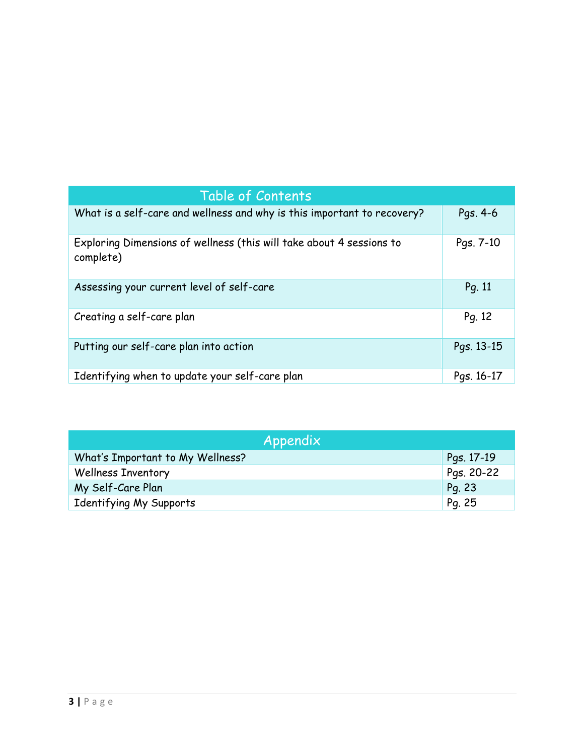| Table of Contents | |
|---|---|
| What is a self-care and wellness and why is this important to recovery? | Pgs. 4-6 |
| Exploring Dimensions of wellness (this will take about 4 sessions to complete) | Pgs. 7-10 |
| Assessing your current level of self-care | Pg. 11 |
| Creating a self-care plan | Pg. 12 |
| Putting our self-care plan into action | Pgs. 13-15 |
| Identifying when to update your self-care plan | Pgs. 16-17 |

| Appendix | |
|---|---|
| What's Important to My Wellness? | Pgs. 17-19 |
| Wellness Inventory | Pgs. 20-22 |
| My Self-Care Plan | Pg. 23 |
| Identifying My Supports | Pg. 25 |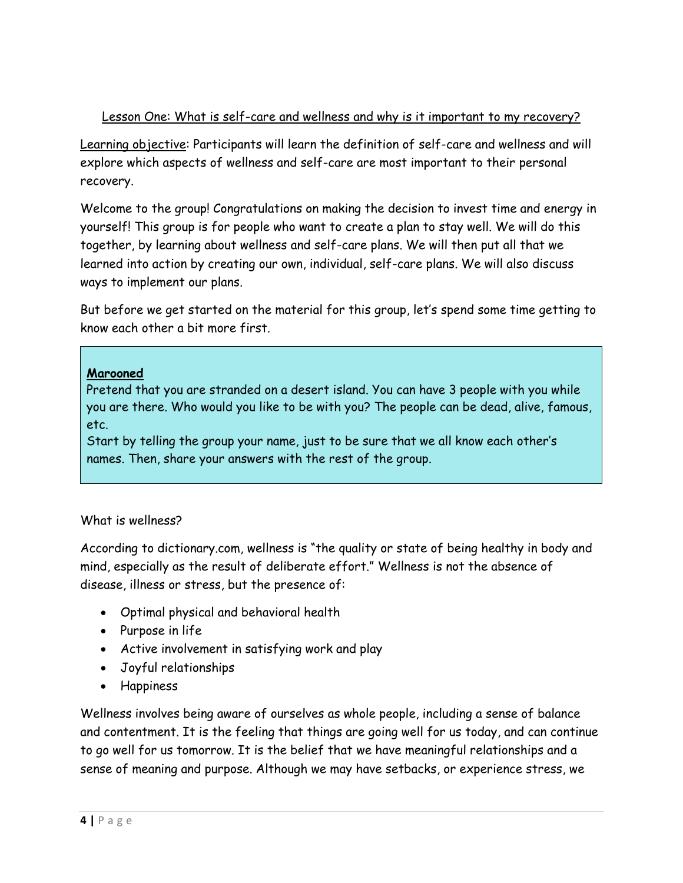## Lesson One: What is self-care and wellness and why is it important to my recovery?

Learning objective: Participants will learn the definition of self-care and wellness and will explore which aspects of wellness and self-care are most important to their personal recovery.

Welcome to the group! Congratulations on making the decision to invest time and energy in yourself! This group is for people who want to create a plan to stay well. We will do this together, by learning about wellness and self-care plans. We will then put all that we learned into action by creating our own, individual, self-care plans. We will also discuss ways to implement our plans.

But before we get started on the material for this group, let's spend some time getting to know each other a bit more first.

> **Marooned**
> Pretend that you are stranded on a desert island. You can have 3 people with you while you are there. Who would you like to be with you? The people can be dead, alive, famous, etc.
> Start by telling the group your name, just to be sure that we all know each other's names. Then, share your answers with the rest of the group.

What is wellness?

According to dictionary.com, wellness is "the quality or state of being healthy in body and mind, especially as the result of deliberate effort." Wellness is not the absence of disease, illness or stress, but the presence of:

- Optimal physical and behavioral health
- Purpose in life
- Active involvement in satisfying work and play
- Joyful relationships
- Happiness

Wellness involves being aware of ourselves as whole people, including a sense of balance and contentment. It is the feeling that things are going well for us today, and can continue to go well for us tomorrow. It is the belief that we have meaningful relationships and a sense of meaning and purpose. Although we may have setbacks, or experience stress, we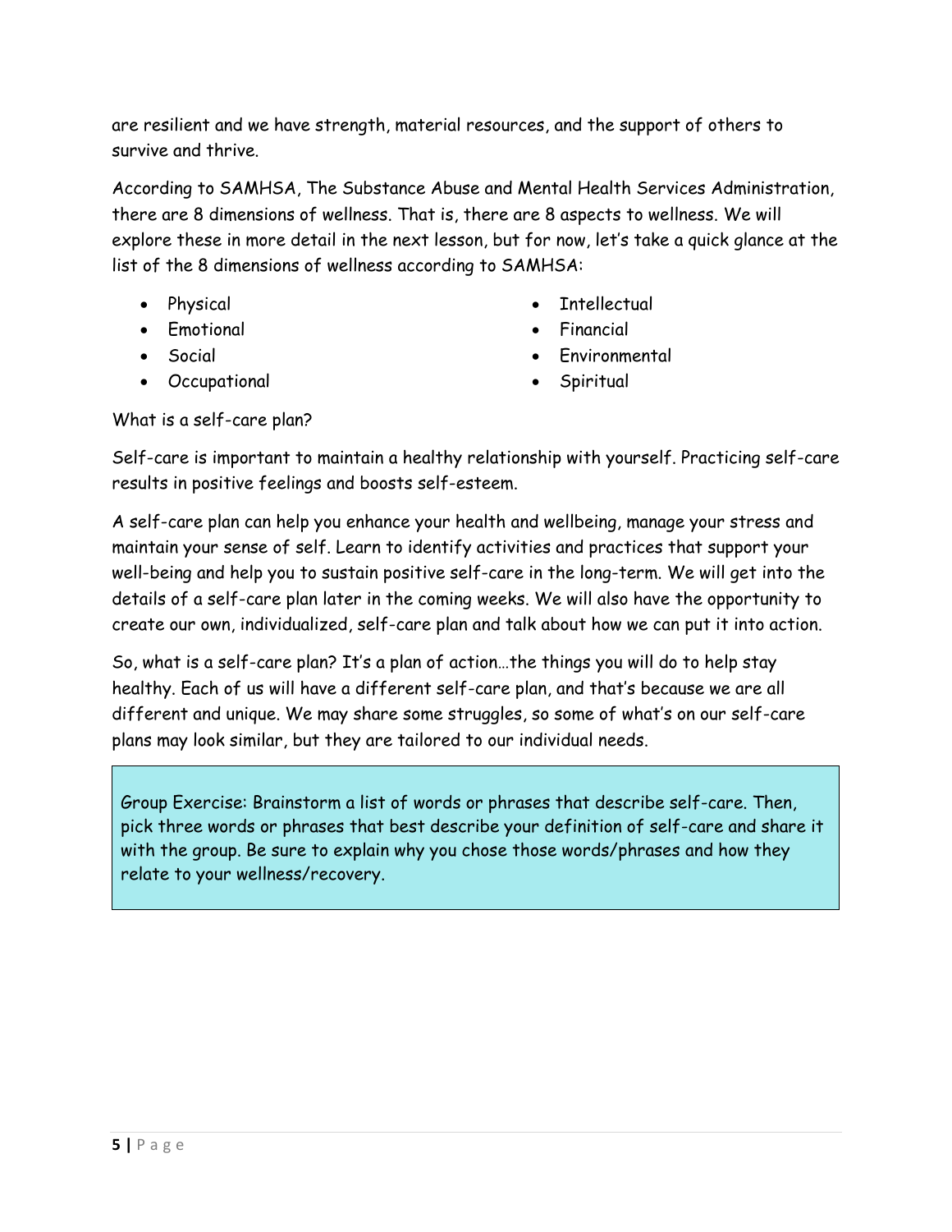are resilient and we have strength, material resources, and the support of others to survive and thrive.

According to SAMHSA, The Substance Abuse and Mental Health Services Administration, there are 8 dimensions of wellness. That is, there are 8 aspects to wellness. We will explore these in more detail in the next lesson, but for now, let's take a quick glance at the list of the 8 dimensions of wellness according to SAMHSA:

- Physical
- Emotional
- Social
- Occupational
- Intellectual
- Financial
- Environmental
- Spiritual

What is a self-care plan?

Self-care is important to maintain a healthy relationship with yourself. Practicing self-care results in positive feelings and boosts self-esteem.

A self-care plan can help you enhance your health and wellbeing, manage your stress and maintain your sense of self. Learn to identify activities and practices that support your well-being and help you to sustain positive self-care in the long-term. We will get into the details of a self-care plan later in the coming weeks. We will also have the opportunity to create our own, individualized, self-care plan and talk about how we can put it into action.

So, what is a self-care plan? It's a plan of action…the things you will do to help stay healthy. Each of us will have a different self-care plan, and that's because we are all different and unique. We may share some struggles, so some of what's on our self-care plans may look similar, but they are tailored to our individual needs.

> Group Exercise: Brainstorm a list of words or phrases that describe self-care. Then, pick three words or phrases that best describe your definition of self-care and share it with the group. Be sure to explain why you chose those words/phrases and how they relate to your wellness/recovery.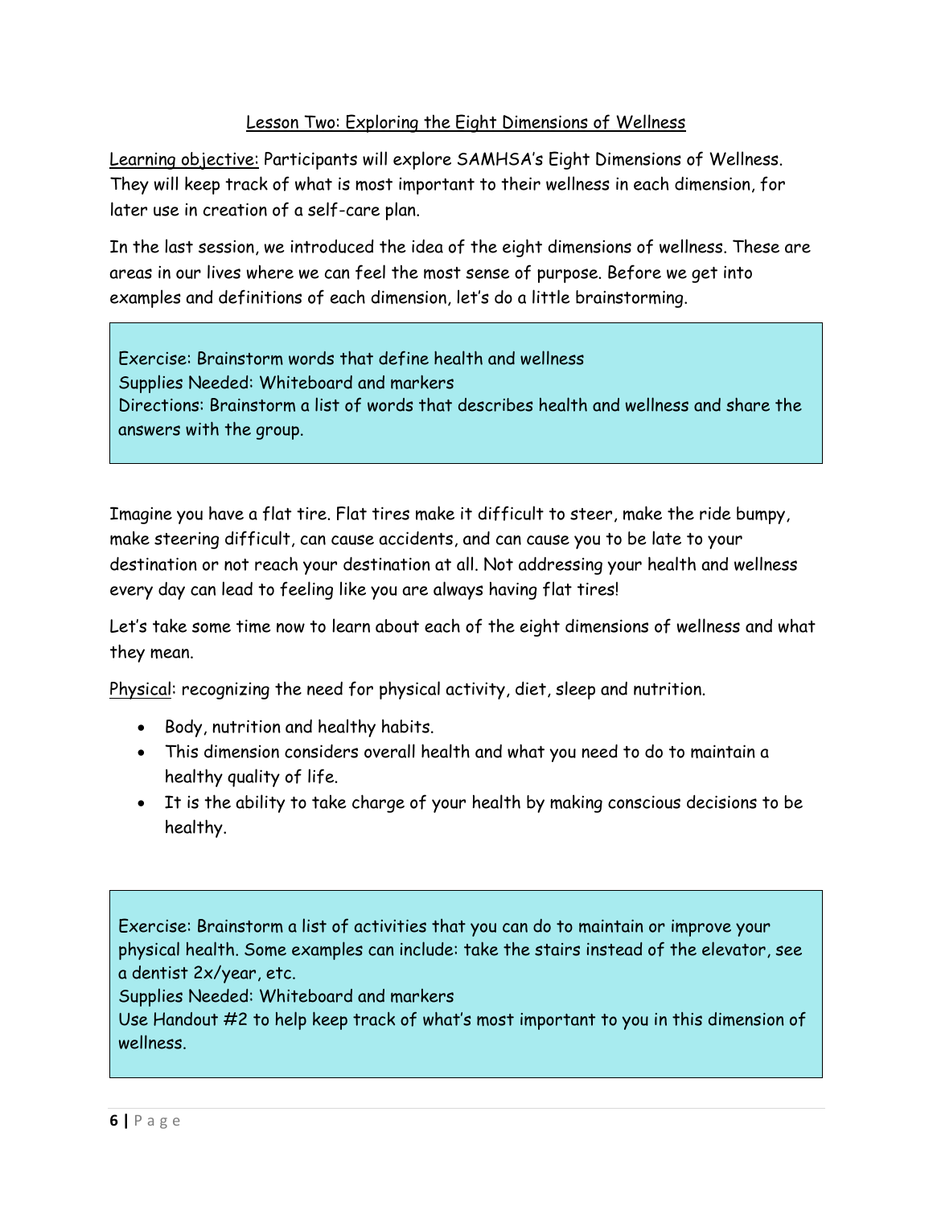## Lesson Two: Exploring the Eight Dimensions of Wellness

Learning objective: Participants will explore SAMHSA's Eight Dimensions of Wellness. They will keep track of what is most important to their wellness in each dimension, for later use in creation of a self-care plan.

In the last session, we introduced the idea of the eight dimensions of wellness. These are areas in our lives where we can feel the most sense of purpose. Before we get into examples and definitions of each dimension, let's do a little brainstorming.

> Exercise: Brainstorm words that define health and wellness
> Supplies Needed: Whiteboard and markers
> Directions: Brainstorm a list of words that describes health and wellness and share the answers with the group.

Imagine you have a flat tire. Flat tires make it difficult to steer, make the ride bumpy, make steering difficult, can cause accidents, and can cause you to be late to your destination or not reach your destination at all. Not addressing your health and wellness every day can lead to feeling like you are always having flat tires!

Let's take some time now to learn about each of the eight dimensions of wellness and what they mean.

Physical: recognizing the need for physical activity, diet, sleep and nutrition.

- Body, nutrition and healthy habits.
- This dimension considers overall health and what you need to do to maintain a healthy quality of life.
- It is the ability to take charge of your health by making conscious decisions to be healthy.

> Exercise: Brainstorm a list of activities that you can do to maintain or improve your physical health. Some examples can include: take the stairs instead of the elevator, see a dentist 2x/year, etc.
> Supplies Needed: Whiteboard and markers
> Use Handout #2 to help keep track of what's most important to you in this dimension of wellness.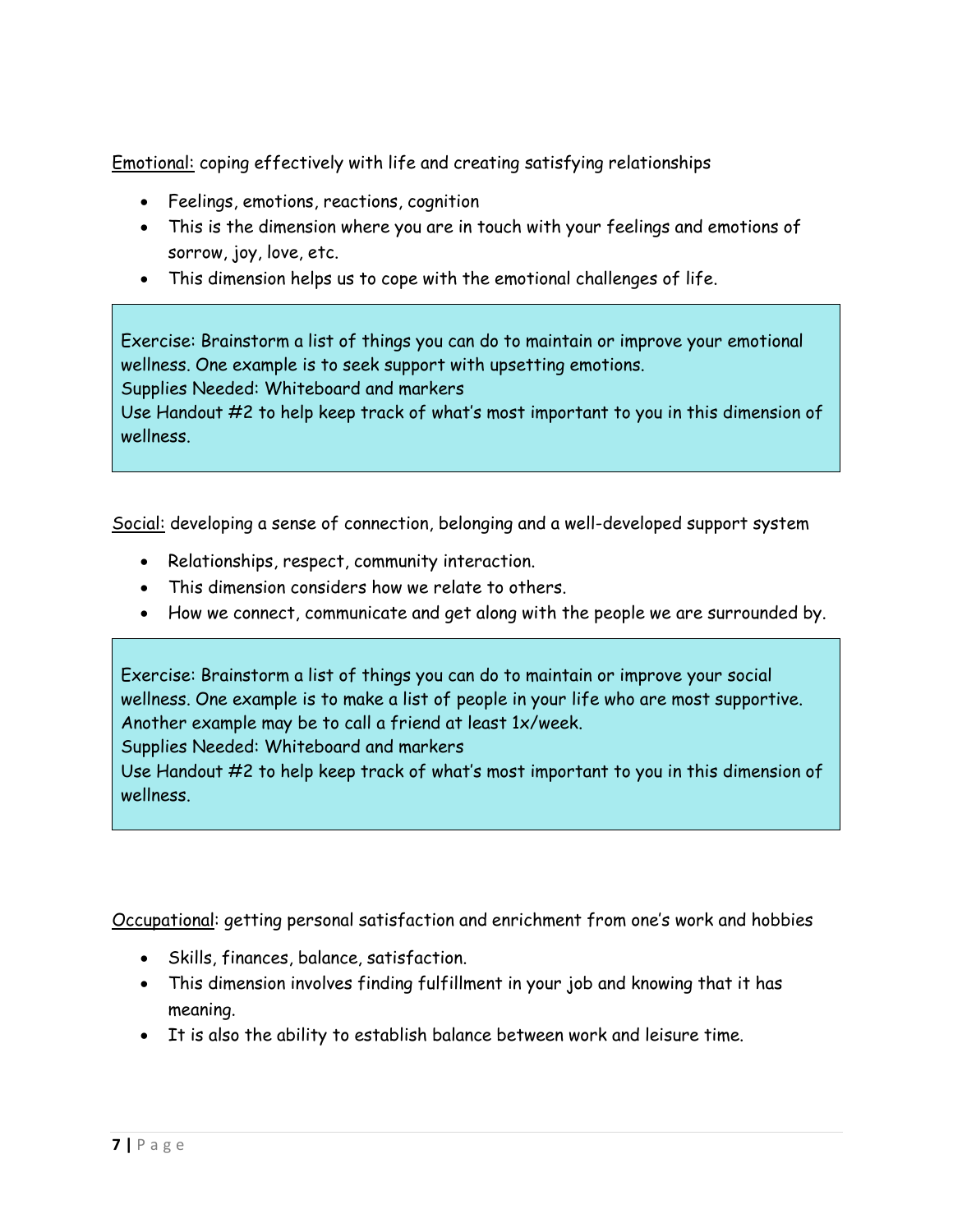<u>Emotional:</u> coping effectively with life and creating satisfying relationships

- Feelings, emotions, reactions, cognition
- This is the dimension where you are in touch with your feelings and emotions of sorrow, joy, love, etc.
- This dimension helps us to cope with the emotional challenges of life.

> Exercise: Brainstorm a list of things you can do to maintain or improve your emotional wellness. One example is to seek support with upsetting emotions.
> Supplies Needed: Whiteboard and markers
> Use Handout #2 to help keep track of what's most important to you in this dimension of wellness.

<u>Social:</u> developing a sense of connection, belonging and a well-developed support system

- Relationships, respect, community interaction.
- This dimension considers how we relate to others.
- How we connect, communicate and get along with the people we are surrounded by.

> Exercise: Brainstorm a list of things you can do to maintain or improve your social wellness. One example is to make a list of people in your life who are most supportive. Another example may be to call a friend at least 1x/week.
> Supplies Needed: Whiteboard and markers
> Use Handout #2 to help keep track of what's most important to you in this dimension of wellness.

<u>Occupational</u>: getting personal satisfaction and enrichment from one's work and hobbies

- Skills, finances, balance, satisfaction.
- This dimension involves finding fulfillment in your job and knowing that it has meaning.
- It is also the ability to establish balance between work and leisure time.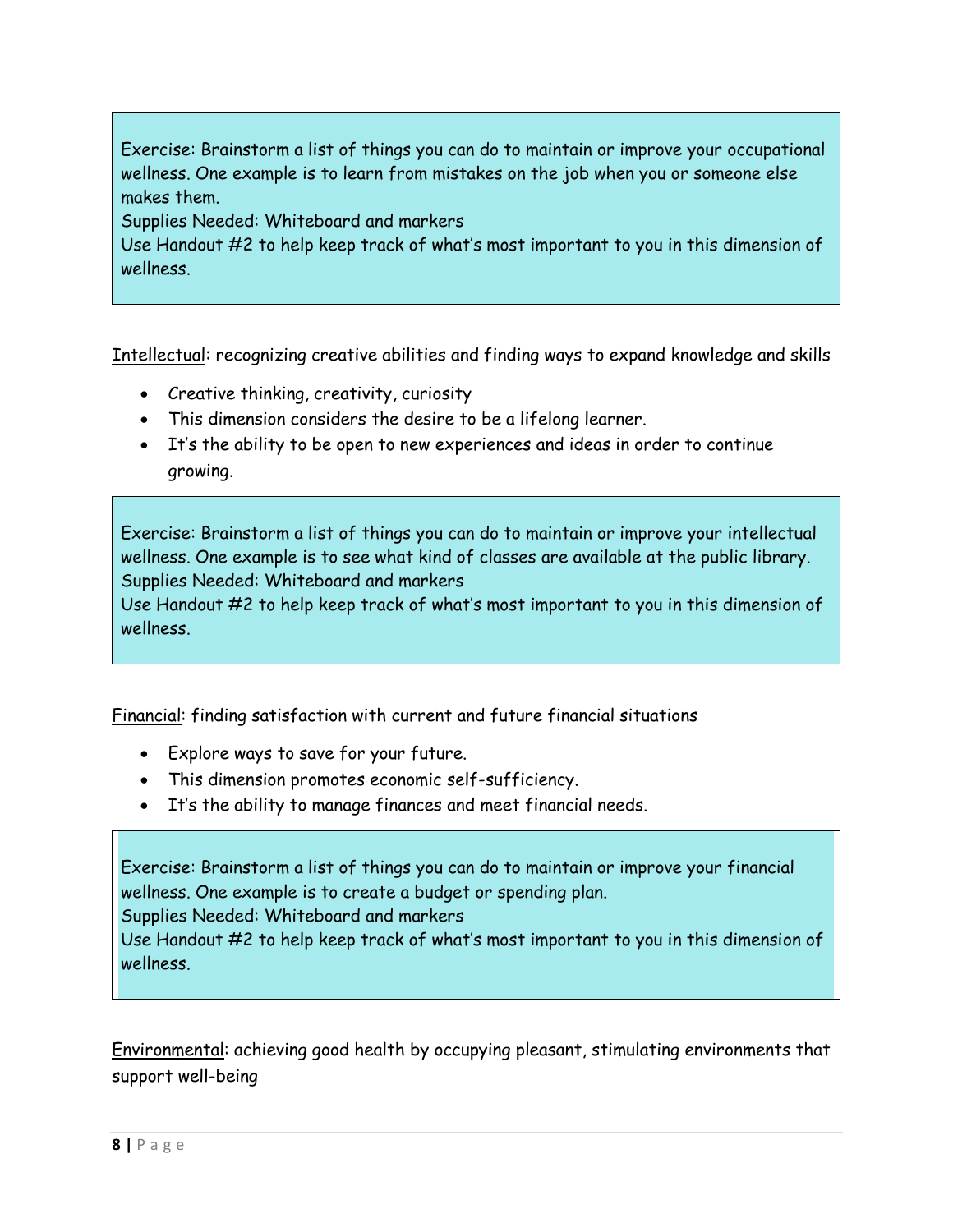> Exercise: Brainstorm a list of things you can do to maintain or improve your occupational wellness. One example is to learn from mistakes on the job when you or someone else makes them.
> Supplies Needed: Whiteboard and markers
> Use Handout #2 to help keep track of what's most important to you in this dimension of wellness.

Intellectual: recognizing creative abilities and finding ways to expand knowledge and skills

- Creative thinking, creativity, curiosity
- This dimension considers the desire to be a lifelong learner.
- It's the ability to be open to new experiences and ideas in order to continue growing.

> Exercise: Brainstorm a list of things you can do to maintain or improve your intellectual wellness. One example is to see what kind of classes are available at the public library.
> Supplies Needed: Whiteboard and markers
> Use Handout #2 to help keep track of what's most important to you in this dimension of wellness.

Financial: finding satisfaction with current and future financial situations

- Explore ways to save for your future.
- This dimension promotes economic self-sufficiency.
- It's the ability to manage finances and meet financial needs.

> Exercise: Brainstorm a list of things you can do to maintain or improve your financial wellness. One example is to create a budget or spending plan.
> Supplies Needed: Whiteboard and markers
> Use Handout #2 to help keep track of what's most important to you in this dimension of wellness.

Environmental: achieving good health by occupying pleasant, stimulating environments that support well-being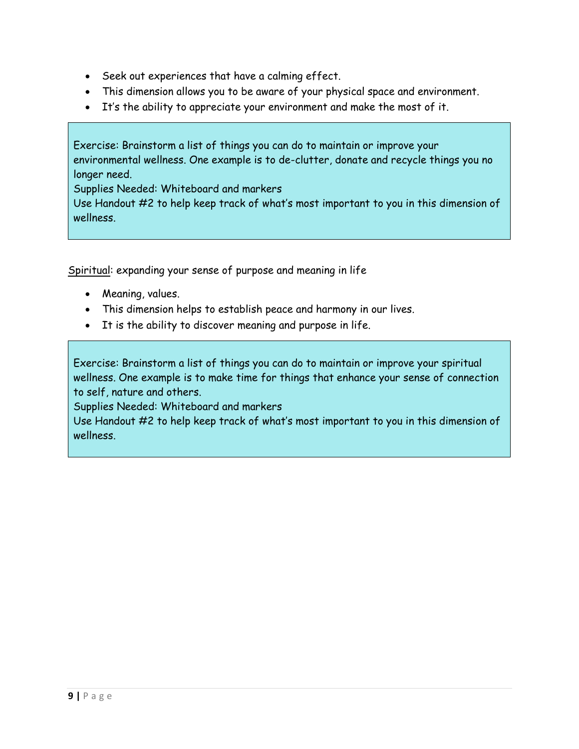- Seek out experiences that have a calming effect.
- This dimension allows you to be aware of your physical space and environment.
- It's the ability to appreciate your environment and make the most of it.

> Exercise: Brainstorm a list of things you can do to maintain or improve your environmental wellness. One example is to de-clutter, donate and recycle things you no longer need.
> Supplies Needed: Whiteboard and markers
> Use Handout #2 to help keep track of what's most important to you in this dimension of wellness.

<u>Spiritual</u>: expanding your sense of purpose and meaning in life

- Meaning, values.
- This dimension helps to establish peace and harmony in our lives.
- It is the ability to discover meaning and purpose in life.

> Exercise: Brainstorm a list of things you can do to maintain or improve your spiritual wellness. One example is to make time for things that enhance your sense of connection to self, nature and others.
> Supplies Needed: Whiteboard and markers
> Use Handout #2 to help keep track of what's most important to you in this dimension of wellness.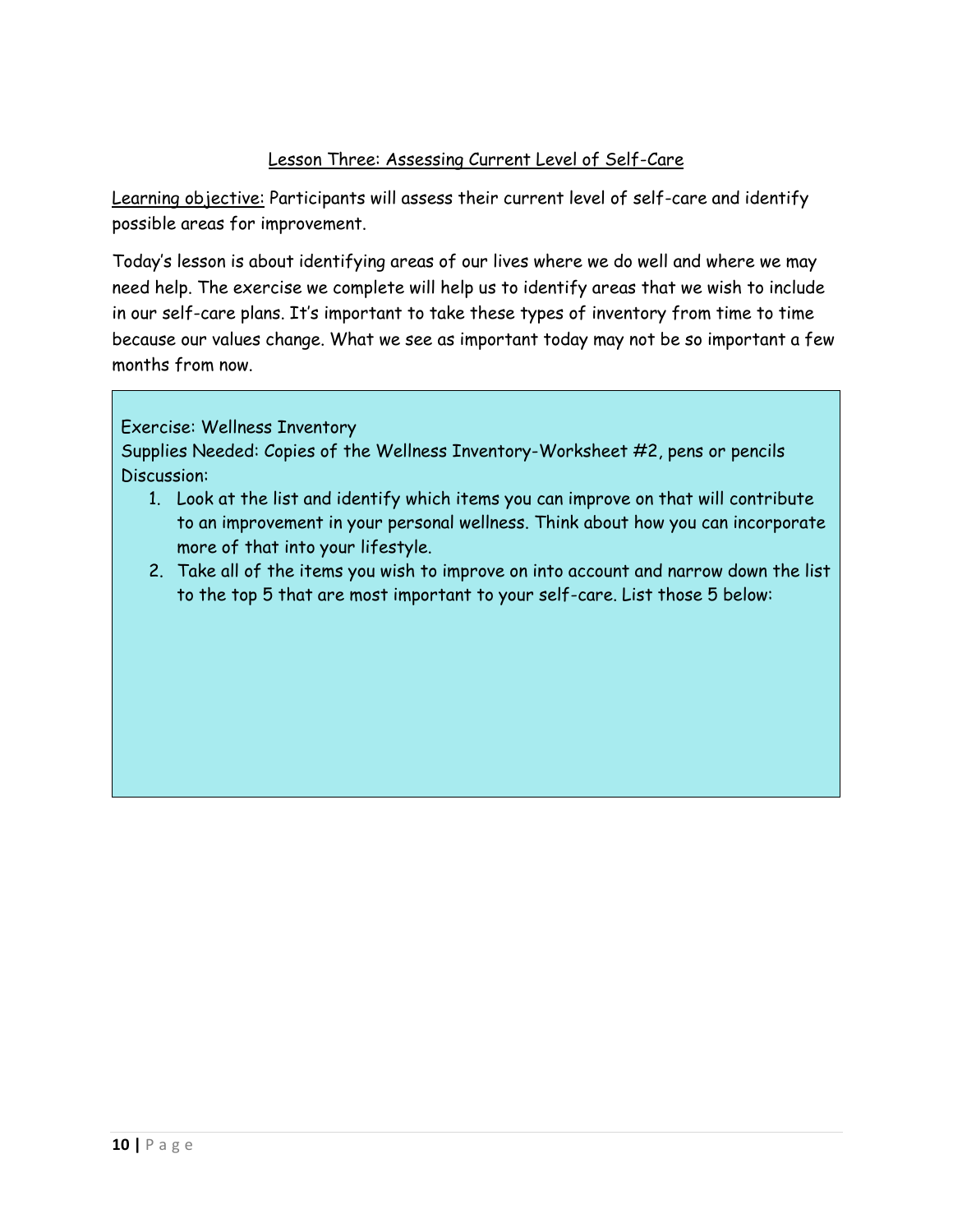## Lesson Three: Assessing Current Level of Self-Care

Learning objective: Participants will assess their current level of self-care and identify possible areas for improvement.

Today's lesson is about identifying areas of our lives where we do well and where we may need help. The exercise we complete will help us to identify areas that we wish to include in our self-care plans. It's important to take these types of inventory from time to time because our values change. What we see as important today may not be so important a few months from now.

Exercise: Wellness Inventory
Supplies Needed: Copies of the Wellness Inventory-Worksheet #2, pens or pencils
Discussion:

1. Look at the list and identify which items you can improve on that will contribute to an improvement in your personal wellness. Think about how you can incorporate more of that into your lifestyle.
2. Take all of the items you wish to improve on into account and narrow down the list to the top 5 that are most important to your self-care. List those 5 below: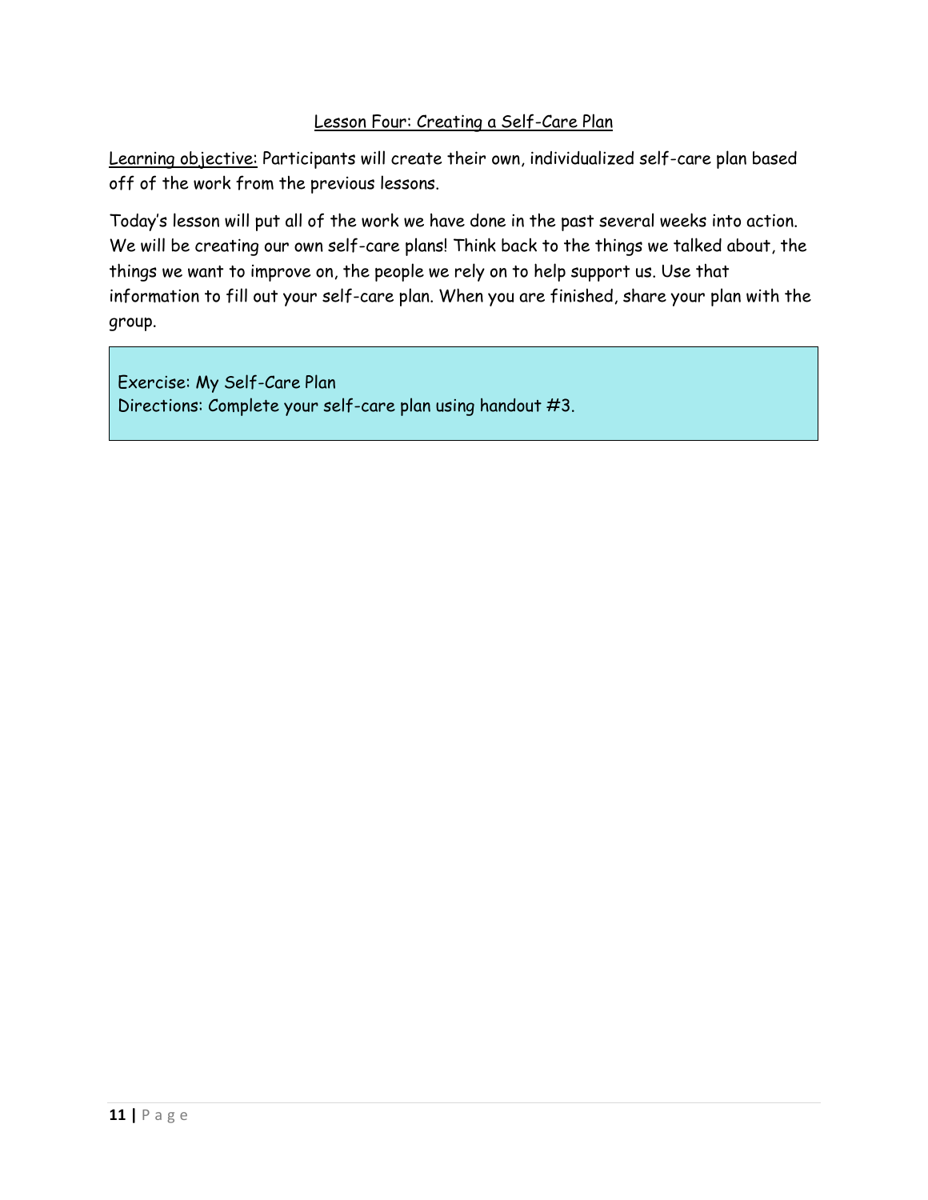## Lesson Four: Creating a Self-Care Plan

Learning objective: Participants will create their own, individualized self-care plan based off of the work from the previous lessons.

Today's lesson will put all of the work we have done in the past several weeks into action. We will be creating our own self-care plans! Think back to the things we talked about, the things we want to improve on, the people we rely on to help support us. Use that information to fill out your self-care plan. When you are finished, share your plan with the group.

> Exercise: My Self-Care Plan
> Directions: Complete your self-care plan using handout #3.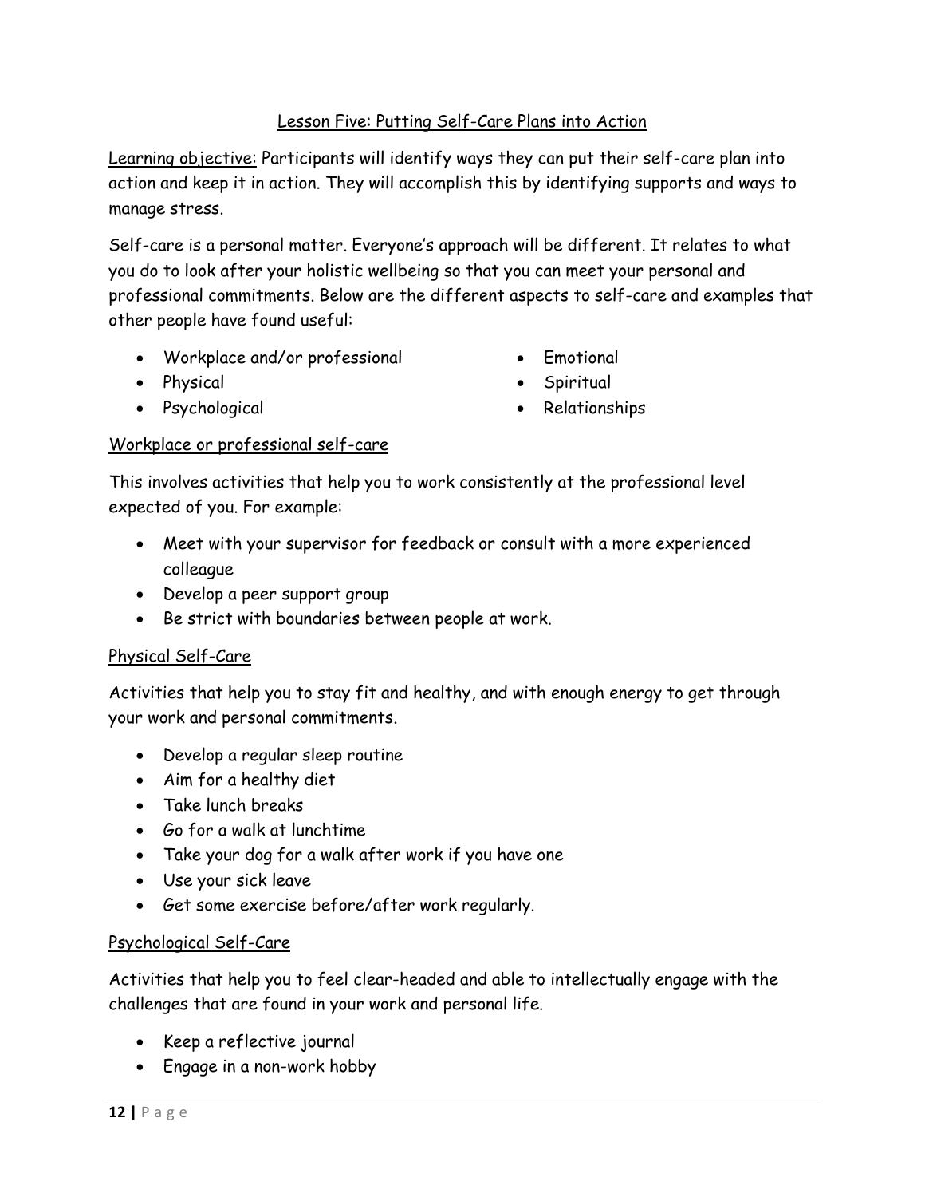## Lesson Five: Putting Self-Care Plans into Action

Learning objective: Participants will identify ways they can put their self-care plan into action and keep it in action. They will accomplish this by identifying supports and ways to manage stress.

Self-care is a personal matter. Everyone's approach will be different. It relates to what you do to look after your holistic wellbeing so that you can meet your personal and professional commitments. Below are the different aspects to self-care and examples that other people have found useful:

- Workplace and/or professional
- Physical
- Psychological
- Emotional
- Spiritual
- Relationships

### Workplace or professional self-care

This involves activities that help you to work consistently at the professional level expected of you. For example:

- Meet with your supervisor for feedback or consult with a more experienced colleague
- Develop a peer support group
- Be strict with boundaries between people at work.

### Physical Self-Care

Activities that help you to stay fit and healthy, and with enough energy to get through your work and personal commitments.

- Develop a regular sleep routine
- Aim for a healthy diet
- Take lunch breaks
- Go for a walk at lunchtime
- Take your dog for a walk after work if you have one
- Use your sick leave
- Get some exercise before/after work regularly.

### Psychological Self-Care

Activities that help you to feel clear-headed and able to intellectually engage with the challenges that are found in your work and personal life.

- Keep a reflective journal
- Engage in a non-work hobby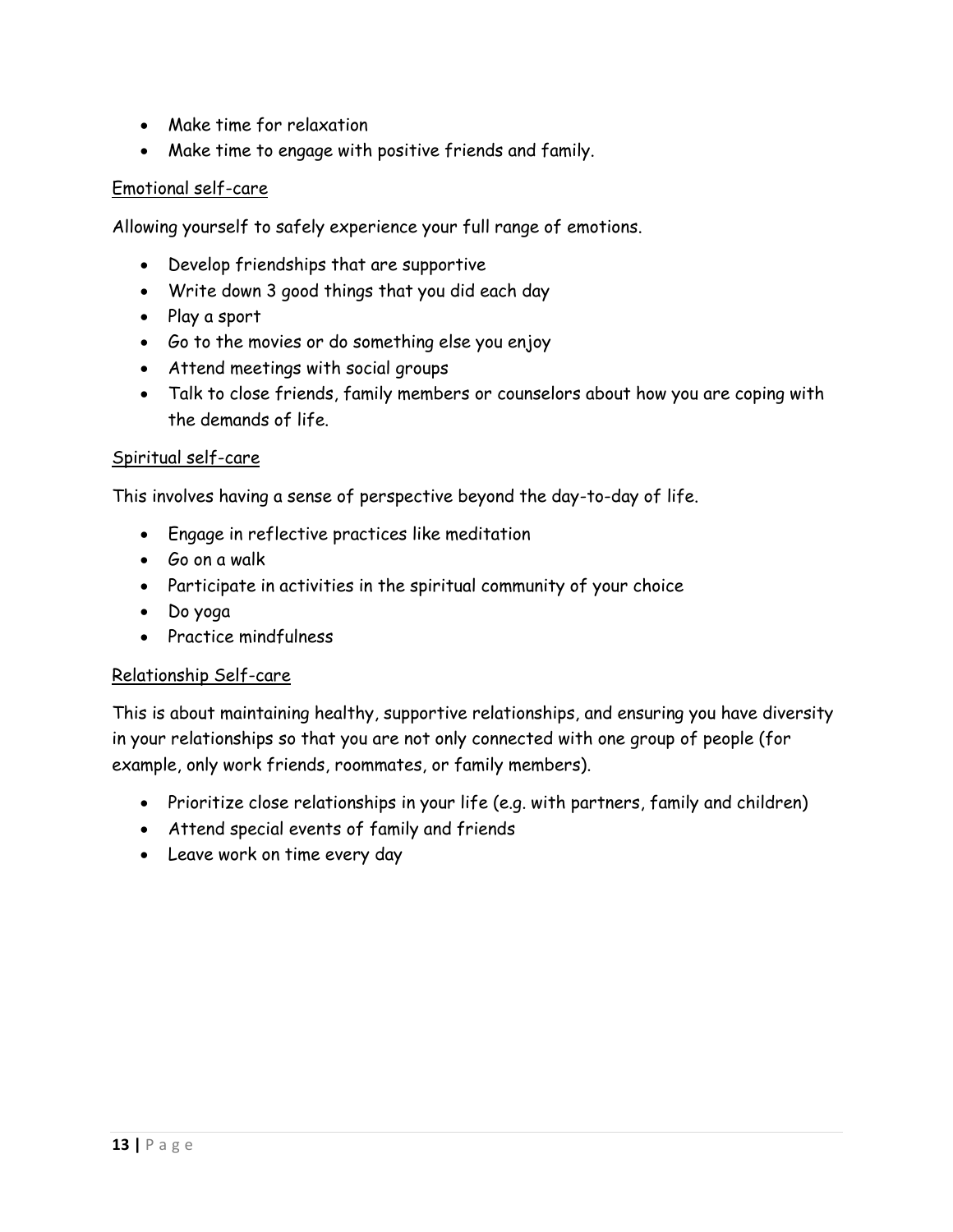- Make time for relaxation
- Make time to engage with positive friends and family.

### Emotional self-care

Allowing yourself to safely experience your full range of emotions.

- Develop friendships that are supportive
- Write down 3 good things that you did each day
- Play a sport
- Go to the movies or do something else you enjoy
- Attend meetings with social groups
- Talk to close friends, family members or counselors about how you are coping with the demands of life.

### Spiritual self-care

This involves having a sense of perspective beyond the day-to-day of life.

- Engage in reflective practices like meditation
- Go on a walk
- Participate in activities in the spiritual community of your choice
- Do yoga
- Practice mindfulness

### Relationship Self-care

This is about maintaining healthy, supportive relationships, and ensuring you have diversity in your relationships so that you are not only connected with one group of people (for example, only work friends, roommates, or family members).

- Prioritize close relationships in your life (e.g. with partners, family and children)
- Attend special events of family and friends
- Leave work on time every day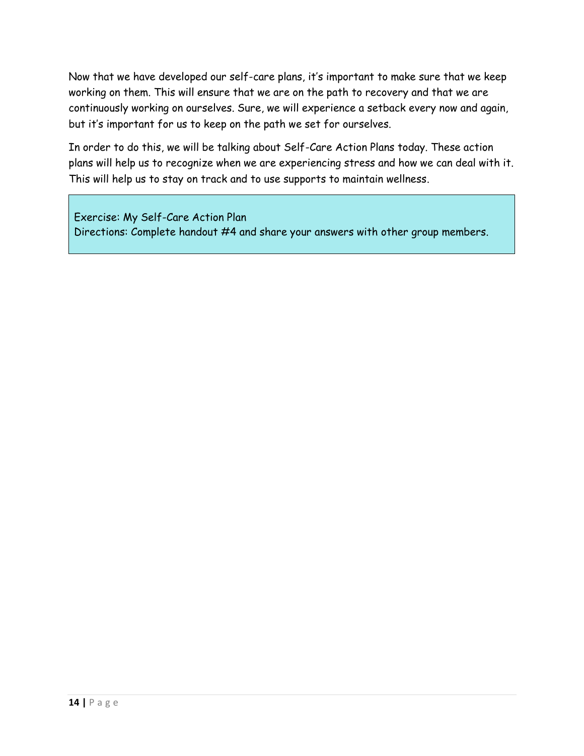Now that we have developed our self-care plans, it's important to make sure that we keep working on them. This will ensure that we are on the path to recovery and that we are continuously working on ourselves. Sure, we will experience a setback every now and again, but it's important for us to keep on the path we set for ourselves.

In order to do this, we will be talking about Self-Care Action Plans today. These action plans will help us to recognize when we are experiencing stress and how we can deal with it. This will help us to stay on track and to use supports to maintain wellness.

> Exercise: My Self-Care Action Plan
> Directions: Complete handout #4 and share your answers with other group members.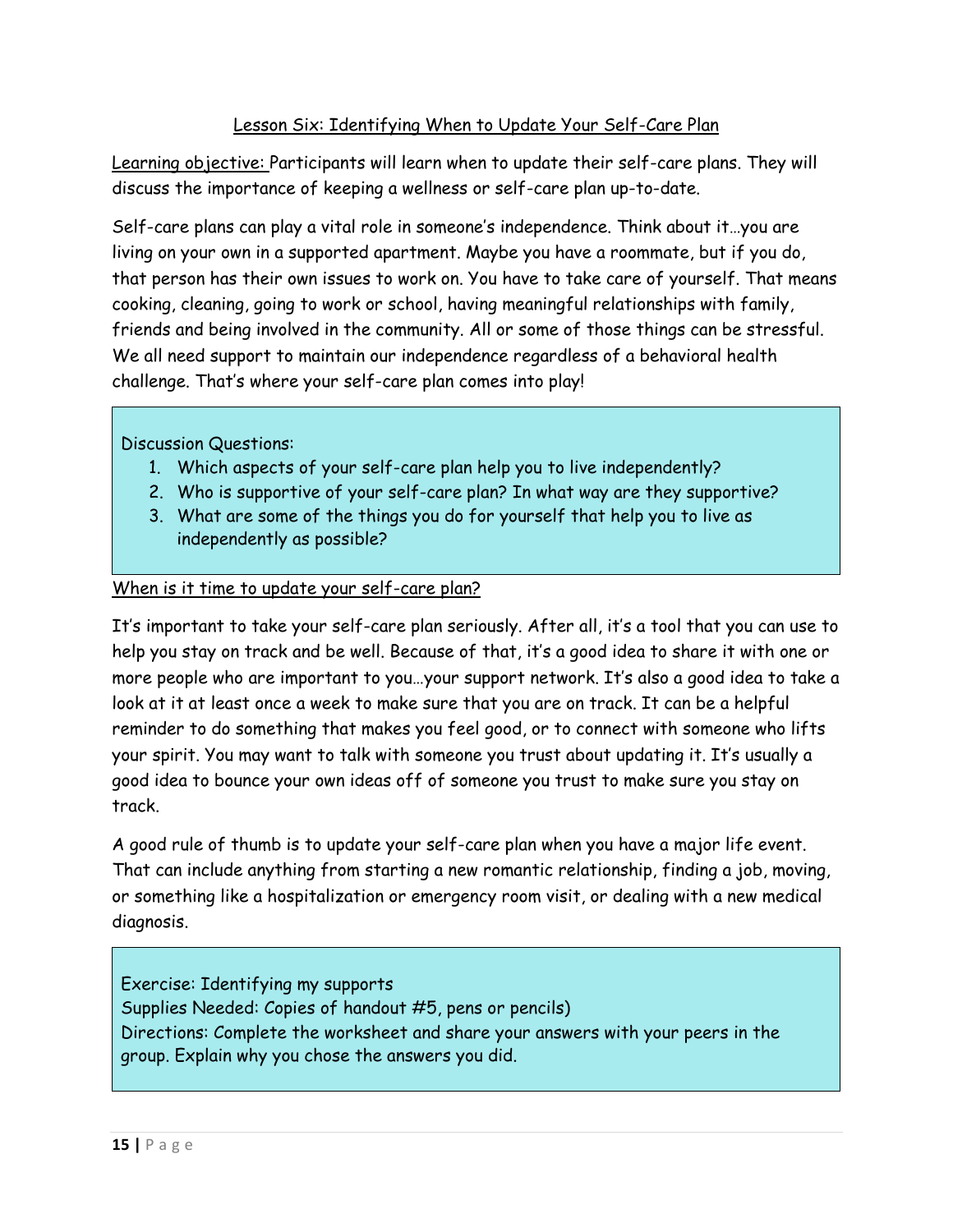## Lesson Six: Identifying When to Update Your Self-Care Plan

Learning objective: Participants will learn when to update their self-care plans. They will discuss the importance of keeping a wellness or self-care plan up-to-date.

Self-care plans can play a vital role in someone's independence. Think about it…you are living on your own in a supported apartment. Maybe you have a roommate, but if you do, that person has their own issues to work on. You have to take care of yourself. That means cooking, cleaning, going to work or school, having meaningful relationships with family, friends and being involved in the community. All or some of those things can be stressful. We all need support to maintain our independence regardless of a behavioral health challenge. That's where your self-care plan comes into play!

Discussion Questions:

1. Which aspects of your self-care plan help you to live independently?
2. Who is supportive of your self-care plan? In what way are they supportive?
3. What are some of the things you do for yourself that help you to live as independently as possible?

### When is it time to update your self-care plan?

It's important to take your self-care plan seriously. After all, it's a tool that you can use to help you stay on track and be well. Because of that, it's a good idea to share it with one or more people who are important to you…your support network. It's also a good idea to take a look at it at least once a week to make sure that you are on track. It can be a helpful reminder to do something that makes you feel good, or to connect with someone who lifts your spirit. You may want to talk with someone you trust about updating it. It's usually a good idea to bounce your own ideas off of someone you trust to make sure you stay on track.

A good rule of thumb is to update your self-care plan when you have a major life event. That can include anything from starting a new romantic relationship, finding a job, moving, or something like a hospitalization or emergency room visit, or dealing with a new medical diagnosis.

Exercise: Identifying my supports
Supplies Needed: Copies of handout #5, pens or pencils)
Directions: Complete the worksheet and share your answers with your peers in the group. Explain why you chose the answers you did.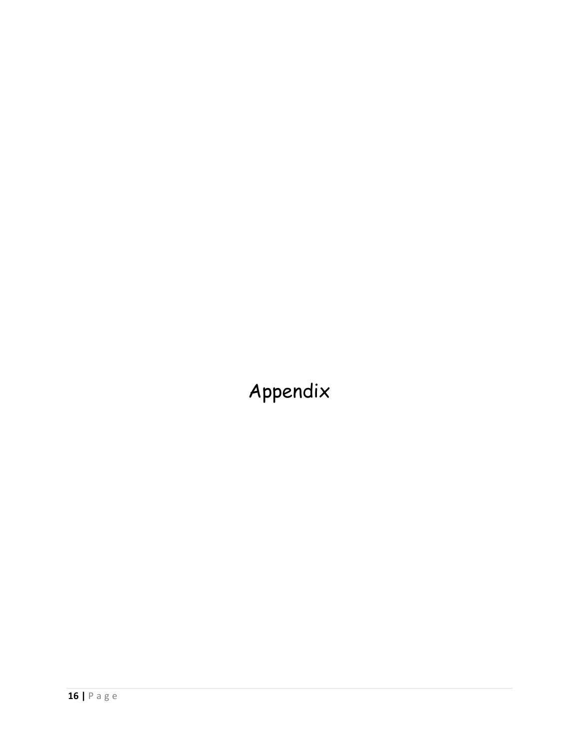# Appendix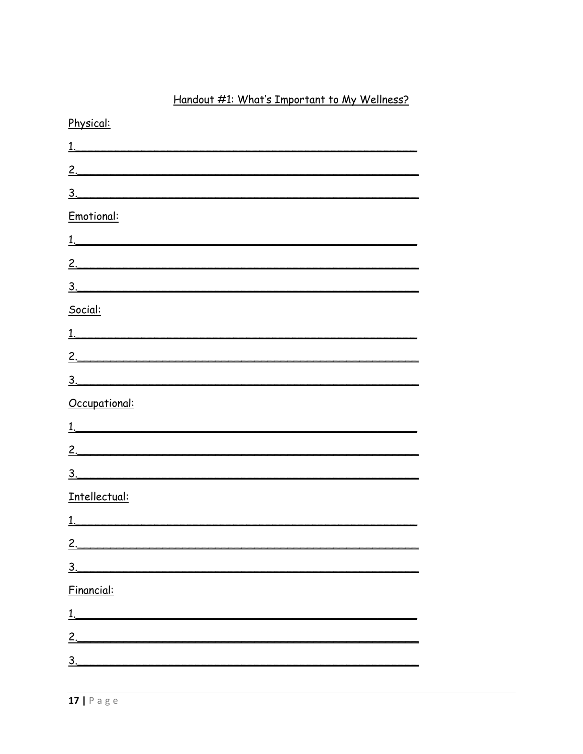## Handout #1: What's Important to My Wellness?

Physical:

1.______________________________________________

2.______________________________________________

3.______________________________________________

Emotional:

1.______________________________________________

2.______________________________________________

3.______________________________________________

Social:

1.______________________________________________

2.______________________________________________

3.______________________________________________

Occupational:

1.______________________________________________

2.______________________________________________

3.______________________________________________

Intellectual:

1.______________________________________________

2.______________________________________________

3.______________________________________________

Financial:

1.______________________________________________

2.______________________________________________

3.______________________________________________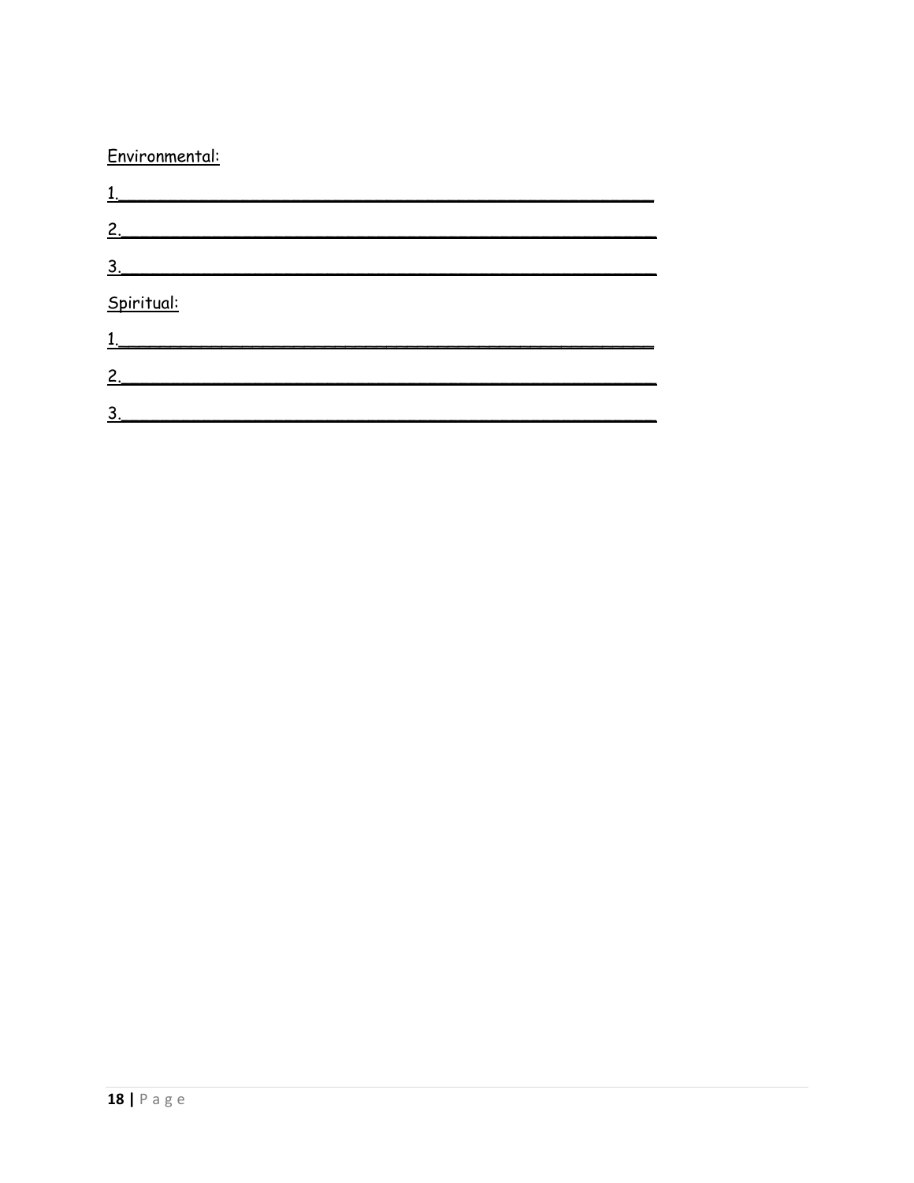Environmental:

1.______________________________________________

2.______________________________________________

3.______________________________________________

Spiritual:

1.______________________________________________

2.______________________________________________

3.______________________________________________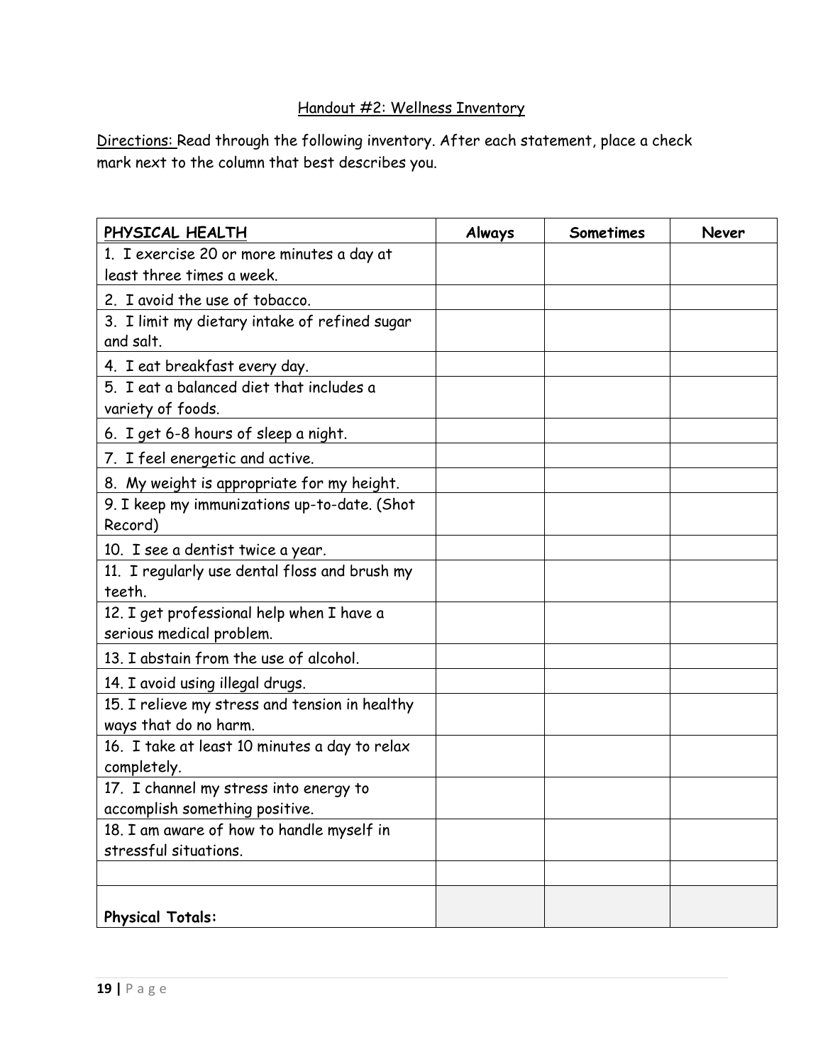## Handout #2: Wellness Inventory

Directions: Read through the following inventory. After each statement, place a check mark next to the column that best describes you.

| PHYSICAL HEALTH | Always | Sometimes | Never |
|---|---|---|---|
| 1. I exercise 20 or more minutes a day at least three times a week. | | | |
| 2. I avoid the use of tobacco. | | | |
| 3. I limit my dietary intake of refined sugar and salt. | | | |
| 4. I eat breakfast every day. | | | |
| 5. I eat a balanced diet that includes a variety of foods. | | | |
| 6. I get 6-8 hours of sleep a night. | | | |
| 7. I feel energetic and active. | | | |
| 8. My weight is appropriate for my height. | | | |
| 9. I keep my immunizations up-to-date. (Shot Record) | | | |
| 10. I see a dentist twice a year. | | | |
| 11. I regularly use dental floss and brush my teeth. | | | |
| 12. I get professional help when I have a serious medical problem. | | | |
| 13. I abstain from the use of alcohol. | | | |
| 14. I avoid using illegal drugs. | | | |
| 15. I relieve my stress and tension in healthy ways that do no harm. | | | |
| 16. I take at least 10 minutes a day to relax completely. | | | |
| 17. I channel my stress into energy to accomplish something positive. | | | |
| 18. I am aware of how to handle myself in stressful situations. | | | |
| | | | |
| **Physical Totals:** | | | |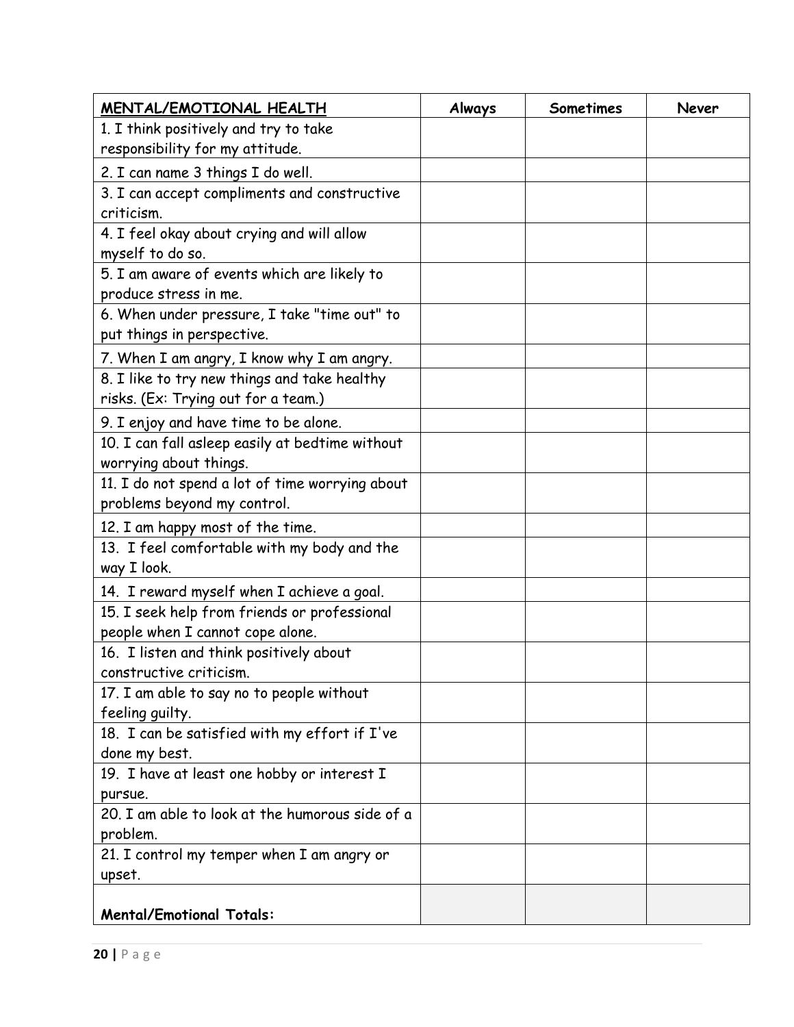| MENTAL/EMOTIONAL HEALTH | Always | Sometimes | Never |
|---|---|---|---|
| 1. I think positively and try to take responsibility for my attitude. | | | |
| 2. I can name 3 things I do well. | | | |
| 3. I can accept compliments and constructive criticism. | | | |
| 4. I feel okay about crying and will allow myself to do so. | | | |
| 5. I am aware of events which are likely to produce stress in me. | | | |
| 6. When under pressure, I take "time out" to put things in perspective. | | | |
| 7. When I am angry, I know why I am angry. | | | |
| 8. I like to try new things and take healthy risks. (Ex: Trying out for a team.) | | | |
| 9. I enjoy and have time to be alone. | | | |
| 10. I can fall asleep easily at bedtime without worrying about things. | | | |
| 11. I do not spend a lot of time worrying about problems beyond my control. | | | |
| 12. I am happy most of the time. | | | |
| 13. I feel comfortable with my body and the way I look. | | | |
| 14. I reward myself when I achieve a goal. | | | |
| 15. I seek help from friends or professional people when I cannot cope alone. | | | |
| 16. I listen and think positively about constructive criticism. | | | |
| 17. I am able to say no to people without feeling guilty. | | | |
| 18. I can be satisfied with my effort if I've done my best. | | | |
| 19. I have at least one hobby or interest I pursue. | | | |
| 20. I am able to look at the humorous side of a problem. | | | |
| 21. I control my temper when I am angry or upset. | | | |
| **Mental/Emotional Totals:** | | | |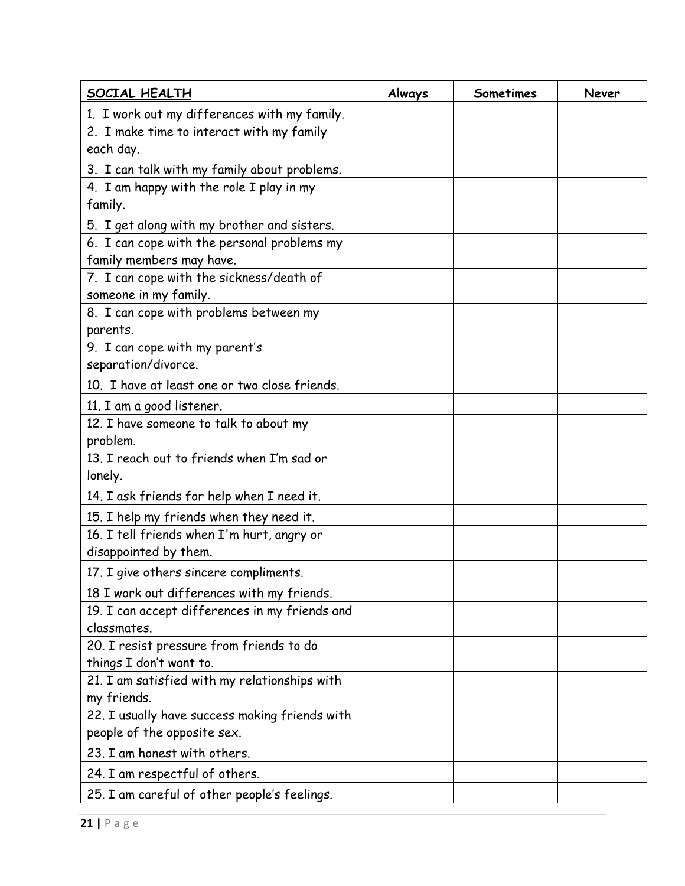| SOCIAL HEALTH | Always | Sometimes | Never |
|---|---|---|---|
| 1. I work out my differences with my family. | | | |
| 2. I make time to interact with my family each day. | | | |
| 3. I can talk with my family about problems. | | | |
| 4. I am happy with the role I play in my family. | | | |
| 5. I get along with my brother and sisters. | | | |
| 6. I can cope with the personal problems my family members may have. | | | |
| 7. I can cope with the sickness/death of someone in my family. | | | |
| 8. I can cope with problems between my parents. | | | |
| 9. I can cope with my parent's separation/divorce. | | | |
| 10. I have at least one or two close friends. | | | |
| 11. I am a good listener. | | | |
| 12. I have someone to talk to about my problem. | | | |
| 13. I reach out to friends when I'm sad or lonely. | | | |
| 14. I ask friends for help when I need it. | | | |
| 15. I help my friends when they need it. | | | |
| 16. I tell friends when I'm hurt, angry or disappointed by them. | | | |
| 17. I give others sincere compliments. | | | |
| 18 I work out differences with my friends. | | | |
| 19. I can accept differences in my friends and classmates. | | | |
| 20. I resist pressure from friends to do things I don't want to. | | | |
| 21. I am satisfied with my relationships with my friends. | | | |
| 22. I usually have success making friends with people of the opposite sex. | | | |
| 23. I am honest with others. | | | |
| 24. I am respectful of others. | | | |
| 25. I am careful of other people's feelings. | | | |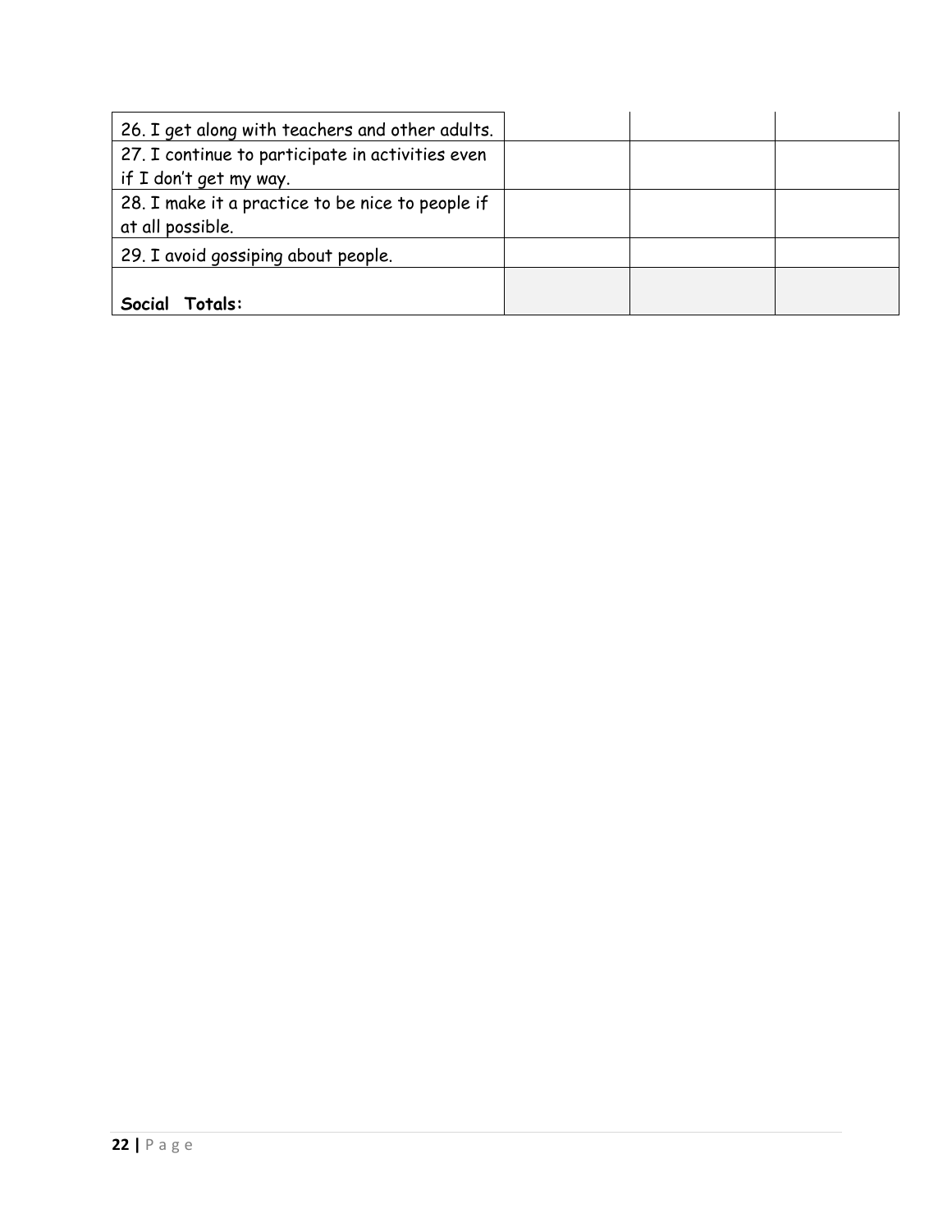| | | | |
|---|---|---|---|
| 26. I get along with teachers and other adults. | | | |
| 27. I continue to participate in activities even if I don't get my way. | | | |
| 28. I make it a practice to be nice to people if at all possible. | | | |
| 29. I avoid gossiping about people. | | | |
| **Social Totals:** | | | |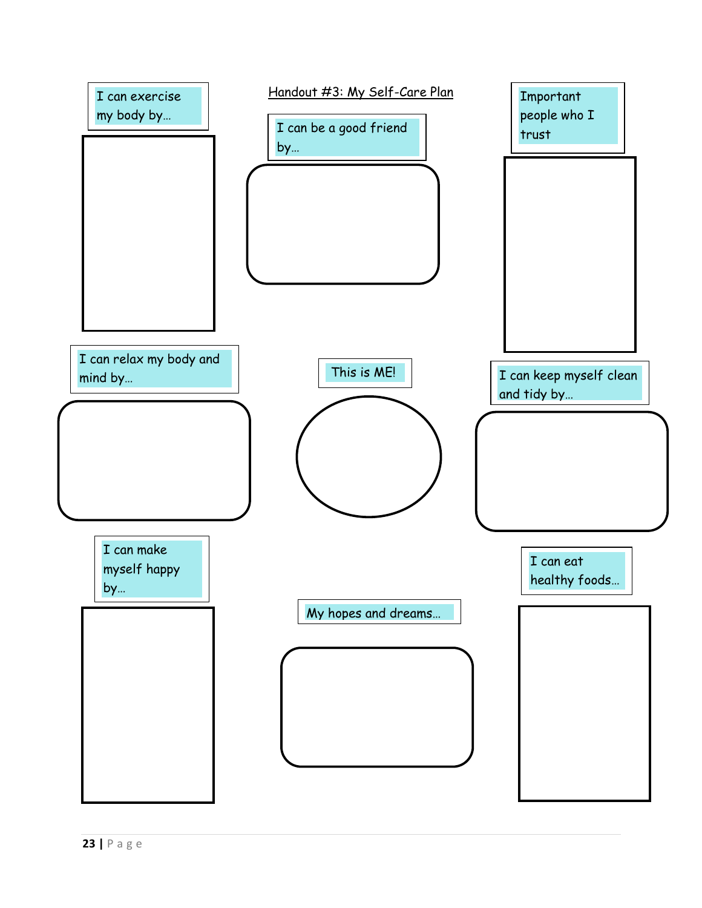# Handout #3: My Self-Care Plan

I can exercise my body by…

I can be a good friend by…

Important people who I trust

I can relax my body and mind by…

This is ME!

I can keep myself clean and tidy by…

I can make myself happy by…

My hopes and dreams…

I can eat healthy foods…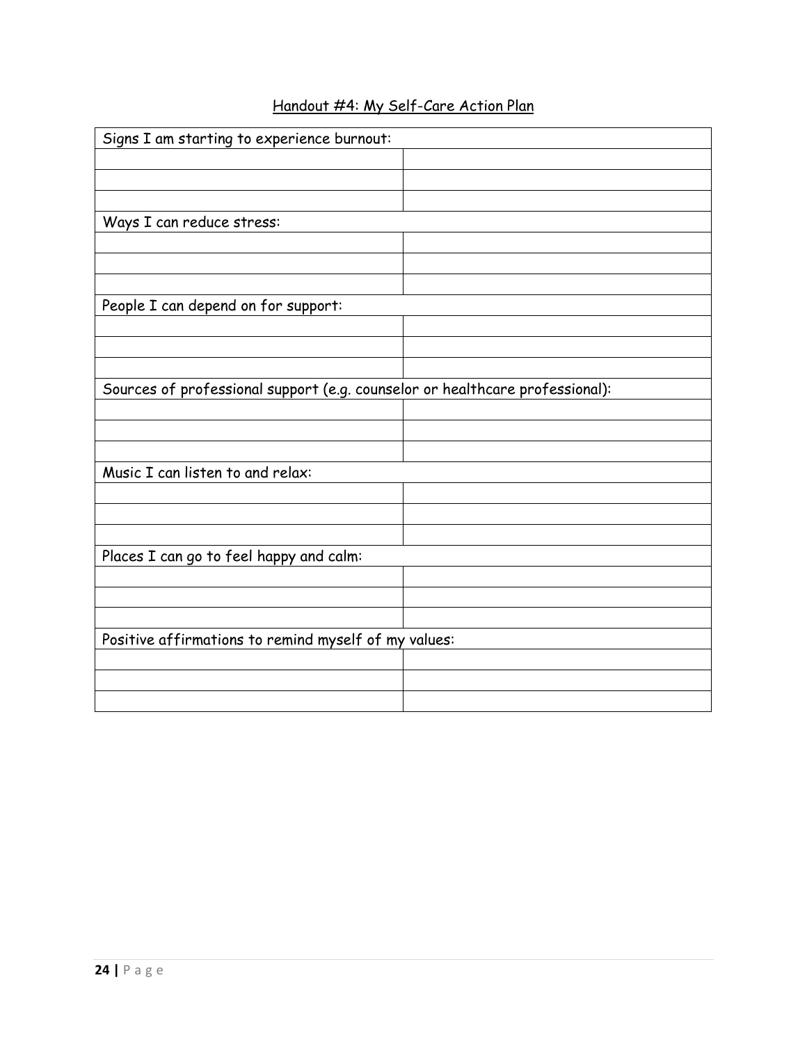## Handout #4: My Self-Care Action Plan

| Signs I am starting to experience burnout: | |
|---|---|
| | |
| | |
| | |
| **Ways I can reduce stress:** | |
| | |
| | |
| | |
| **People I can depend on for support:** | |
| | |
| | |
| | |
| **Sources of professional support (e.g. counselor or healthcare professional):** | |
| | |
| | |
| | |
| **Music I can listen to and relax:** | |
| | |
| | |
| | |
| **Places I can go to feel happy and calm:** | |
| | |
| | |
| | |
| **Positive affirmations to remind myself of my values:** | |
| | |
| | |
| | |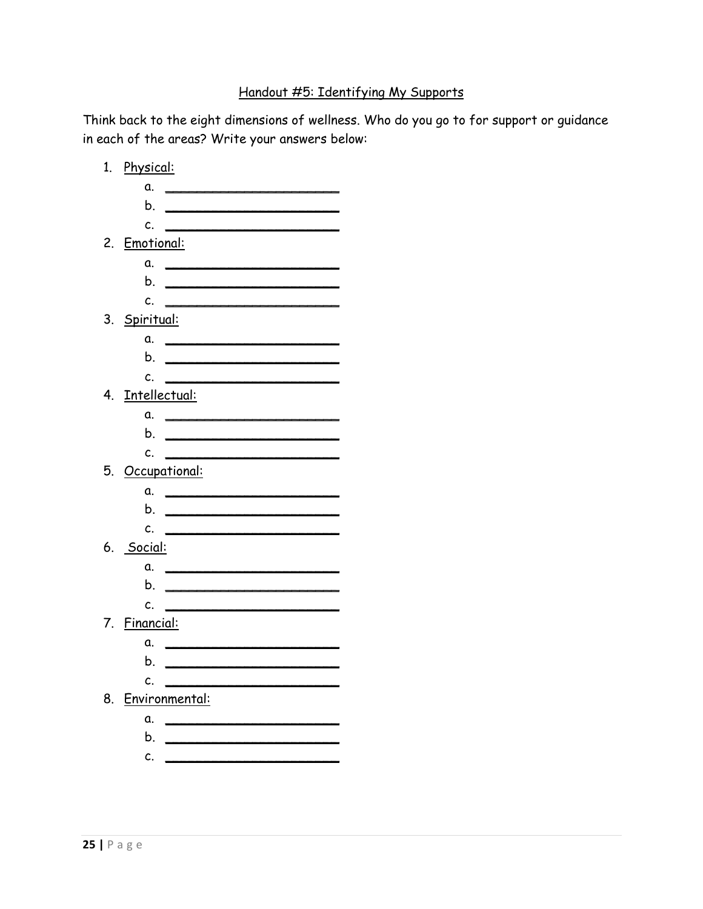## Handout #5: Identifying My Supports

Think back to the eight dimensions of wellness. Who do you go to for support or guidance in each of the areas? Write your answers below:

1. Physical:
   a. ______________________
   b. ______________________
   c. ______________________
2. Emotional:
   a. ______________________
   b. ______________________
   c. ______________________
3. Spiritual:
   a. ______________________
   b. ______________________
   c. ______________________
4. Intellectual:
   a. ______________________
   b. ______________________
   c. ______________________
5. Occupational:
   a. ______________________
   b. ______________________
   c. ______________________
6. Social:
   a. ______________________
   b. ______________________
   c. ______________________
7. Financial:
   a. ______________________
   b. ______________________
   c. ______________________
8. Environmental:
   a. ______________________
   b. ______________________
   c. ______________________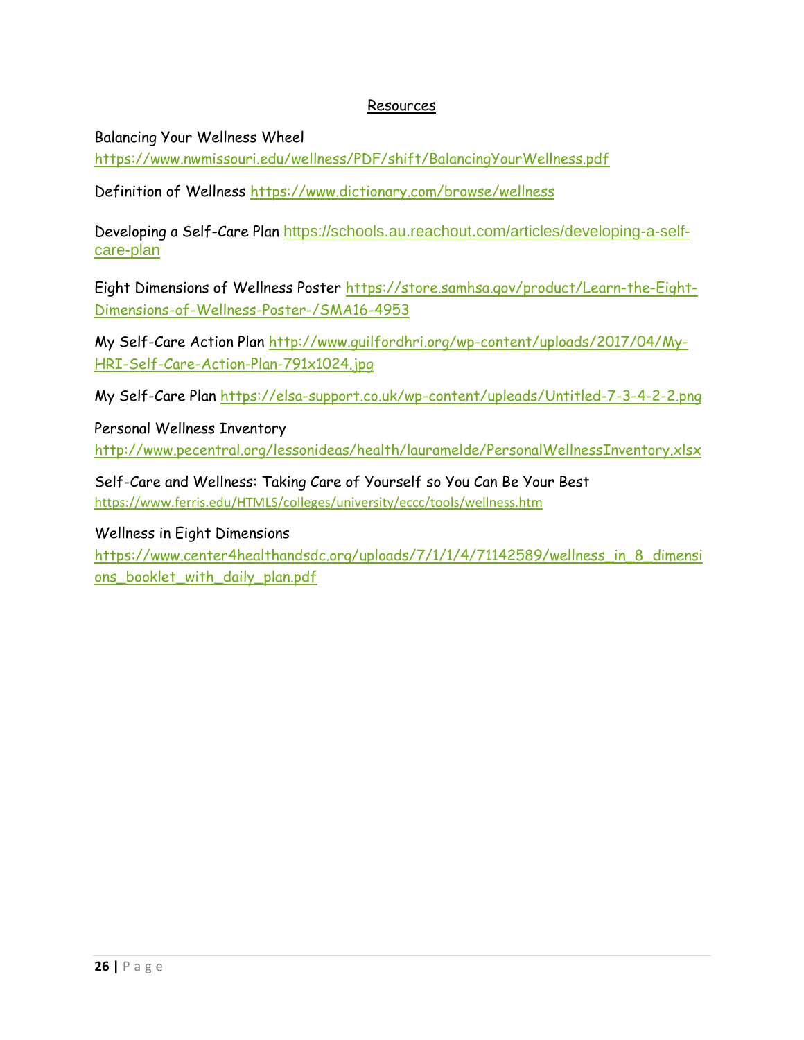## Resources

Balancing Your Wellness Wheel
https://www.nwmissouri.edu/wellness/PDF/shift/BalancingYourWellness.pdf

Definition of Wellness https://www.dictionary.com/browse/wellness

Developing a Self-Care Plan https://schools.au.reachout.com/articles/developing-a-self-care-plan

Eight Dimensions of Wellness Poster https://store.samhsa.gov/product/Learn-the-Eight-Dimensions-of-Wellness-Poster-/SMA16-4953

My Self-Care Action Plan http://www.guilfordhri.org/wp-content/uploads/2017/04/My-HRI-Self-Care-Action-Plan-791x1024.jpg

My Self-Care Plan https://elsa-support.co.uk/wp-content/upleads/Untitled-7-3-4-2-2.png

Personal Wellness Inventory
http://www.pecentral.org/lessonideas/health/laurameIde/PersonalWellnessInventory.xlsx

Self-Care and Wellness: Taking Care of Yourself so You Can Be Your Best
https://www.ferris.edu/HTMLS/colleges/university/eccc/tools/wellness.htm

Wellness in Eight Dimensions
https://www.center4healthandsdc.org/uploads/7/1/1/4/71142589/wellness_in_8_dimensions_booklet_with_daily_plan.pdf